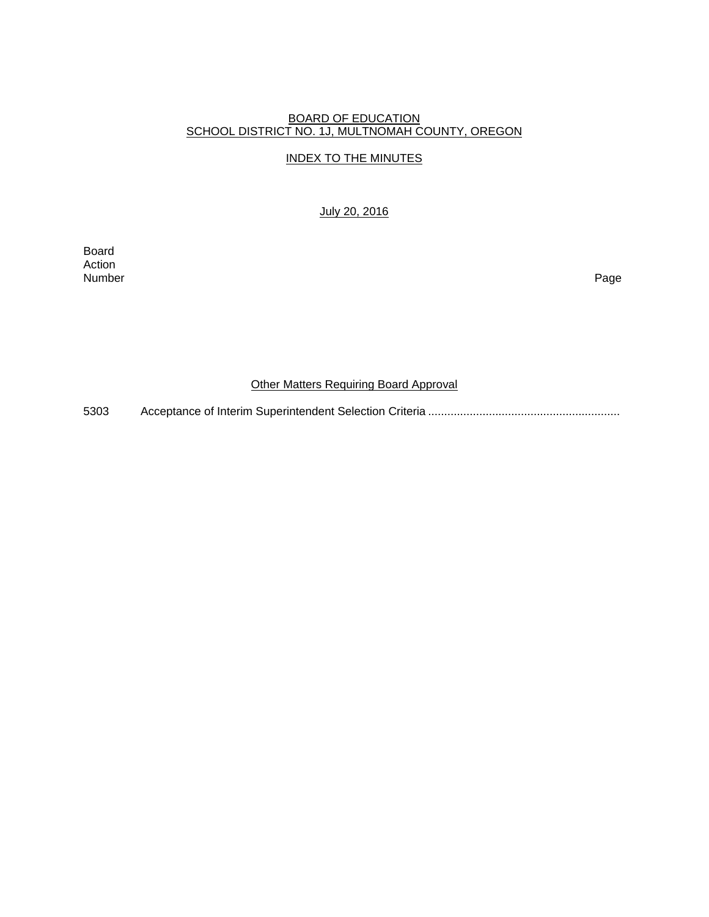BOARD OF EDUCATION
SCHOOL DISTRICT NO. 1J, MULTNOMAH COUNTY, OREGON

INDEX TO THE MINUTES

July 20, 2016

| Board Action Number | | Page |
|---|---|---|

Other Matters Requiring Board Approval

5303 Acceptance of Interim Superintendent Selection Criteria ............................................................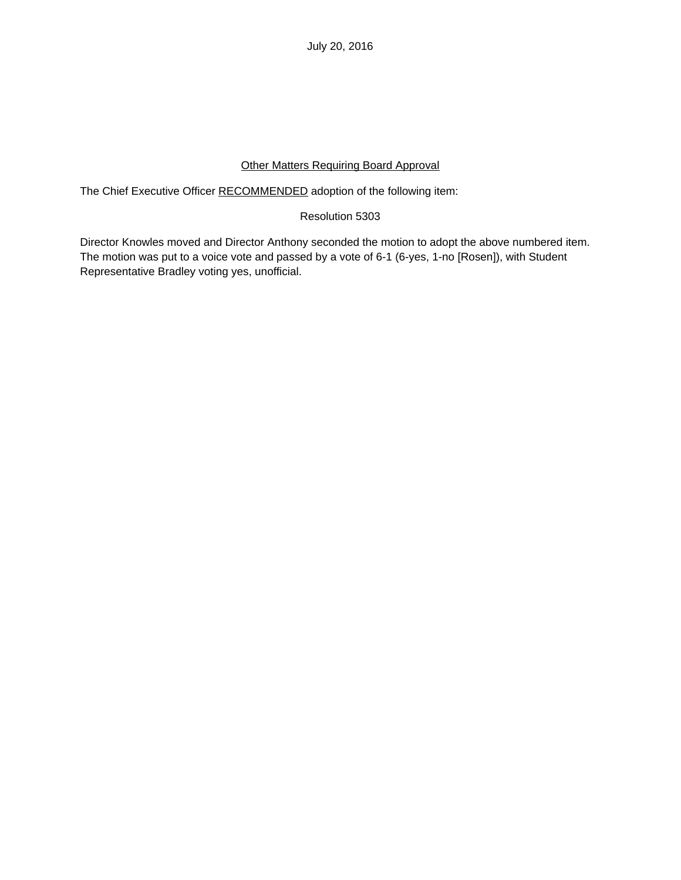July 20, 2016

Other Matters Requiring Board Approval

The Chief Executive Officer RECOMMENDED adoption of the following item:

Resolution 5303

Director Knowles moved and Director Anthony seconded the motion to adopt the above numbered item. The motion was put to a voice vote and passed by a vote of 6-1 (6-yes, 1-no [Rosen]), with Student Representative Bradley voting yes, unofficial.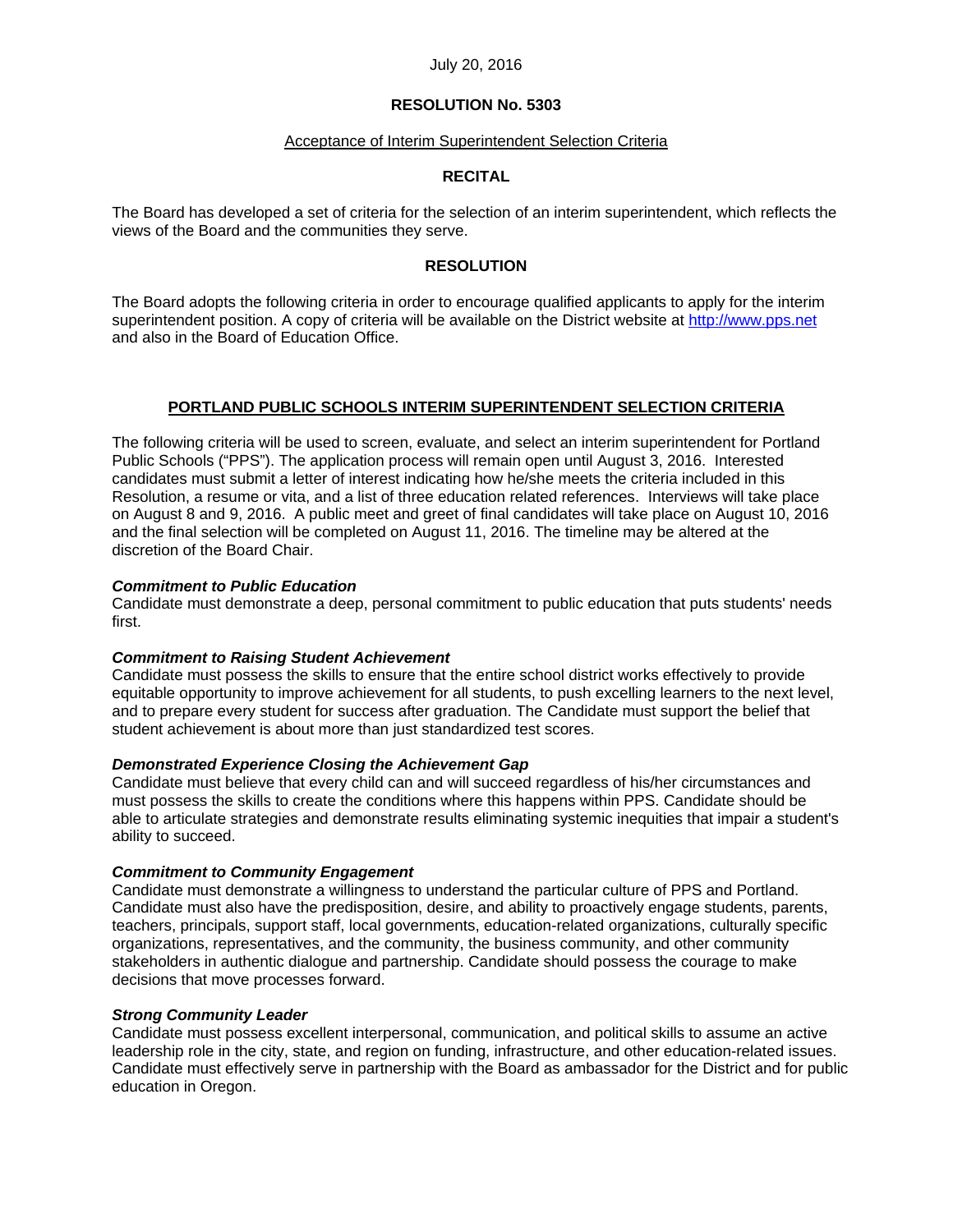July 20, 2016

# RESOLUTION No. 5303

Acceptance of Interim Superintendent Selection Criteria

## RECITAL

The Board has developed a set of criteria for the selection of an interim superintendent, which reflects the views of the Board and the communities they serve.

## RESOLUTION

The Board adopts the following criteria in order to encourage qualified applicants to apply for the interim superintendent position. A copy of criteria will be available on the District website at [http://www.pps.net](http://www.pps.net) and also in the Board of Education Office.

## PORTLAND PUBLIC SCHOOLS INTERIM SUPERINTENDENT SELECTION CRITERIA

The following criteria will be used to screen, evaluate, and select an interim superintendent for Portland Public Schools ("PPS"). The application process will remain open until August 3, 2016. Interested candidates must submit a letter of interest indicating how he/she meets the criteria included in this Resolution, a resume or vita, and a list of three education related references. Interviews will take place on August 8 and 9, 2016. A public meet and greet of final candidates will take place on August 10, 2016 and the final selection will be completed on August 11, 2016. The timeline may be altered at the discretion of the Board Chair.

***Commitment to Public Education***
Candidate must demonstrate a deep, personal commitment to public education that puts students' needs first.

***Commitment to Raising Student Achievement***
Candidate must possess the skills to ensure that the entire school district works effectively to provide equitable opportunity to improve achievement for all students, to push excelling learners to the next level, and to prepare every student for success after graduation. The Candidate must support the belief that student achievement is about more than just standardized test scores.

***Demonstrated Experience Closing the Achievement Gap***
Candidate must believe that every child can and will succeed regardless of his/her circumstances and must possess the skills to create the conditions where this happens within PPS. Candidate should be able to articulate strategies and demonstrate results eliminating systemic inequities that impair a student's ability to succeed.

***Commitment to Community Engagement***
Candidate must demonstrate a willingness to understand the particular culture of PPS and Portland. Candidate must also have the predisposition, desire, and ability to proactively engage students, parents, teachers, principals, support staff, local governments, education-related organizations, culturally specific organizations, representatives, and the community, the business community, and other community stakeholders in authentic dialogue and partnership. Candidate should possess the courage to make decisions that move processes forward.

***Strong Community Leader***
Candidate must possess excellent interpersonal, communication, and political skills to assume an active leadership role in the city, state, and region on funding, infrastructure, and other education-related issues. Candidate must effectively serve in partnership with the Board as ambassador for the District and for public education in Oregon.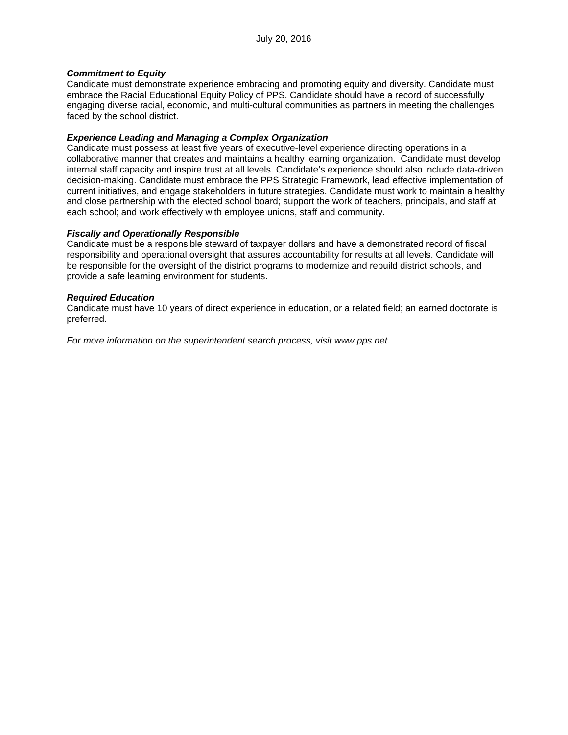***Commitment to Equity***
Candidate must demonstrate experience embracing and promoting equity and diversity. Candidate must embrace the Racial Educational Equity Policy of PPS. Candidate should have a record of successfully engaging diverse racial, economic, and multi-cultural communities as partners in meeting the challenges faced by the school district.

***Experience Leading and Managing a Complex Organization***
Candidate must possess at least five years of executive-level experience directing operations in a collaborative manner that creates and maintains a healthy learning organization. Candidate must develop internal staff capacity and inspire trust at all levels. Candidate's experience should also include data-driven decision-making. Candidate must embrace the PPS Strategic Framework, lead effective implementation of current initiatives, and engage stakeholders in future strategies. Candidate must work to maintain a healthy and close partnership with the elected school board; support the work of teachers, principals, and staff at each school; and work effectively with employee unions, staff and community.

***Fiscally and Operationally Responsible***
Candidate must be a responsible steward of taxpayer dollars and have a demonstrated record of fiscal responsibility and operational oversight that assures accountability for results at all levels. Candidate will be responsible for the oversight of the district programs to modernize and rebuild district schools, and provide a safe learning environment for students.

***Required Education***
Candidate must have 10 years of direct experience in education, or a related field; an earned doctorate is preferred.

*For more information on the superintendent search process, visit www.pps.net.*